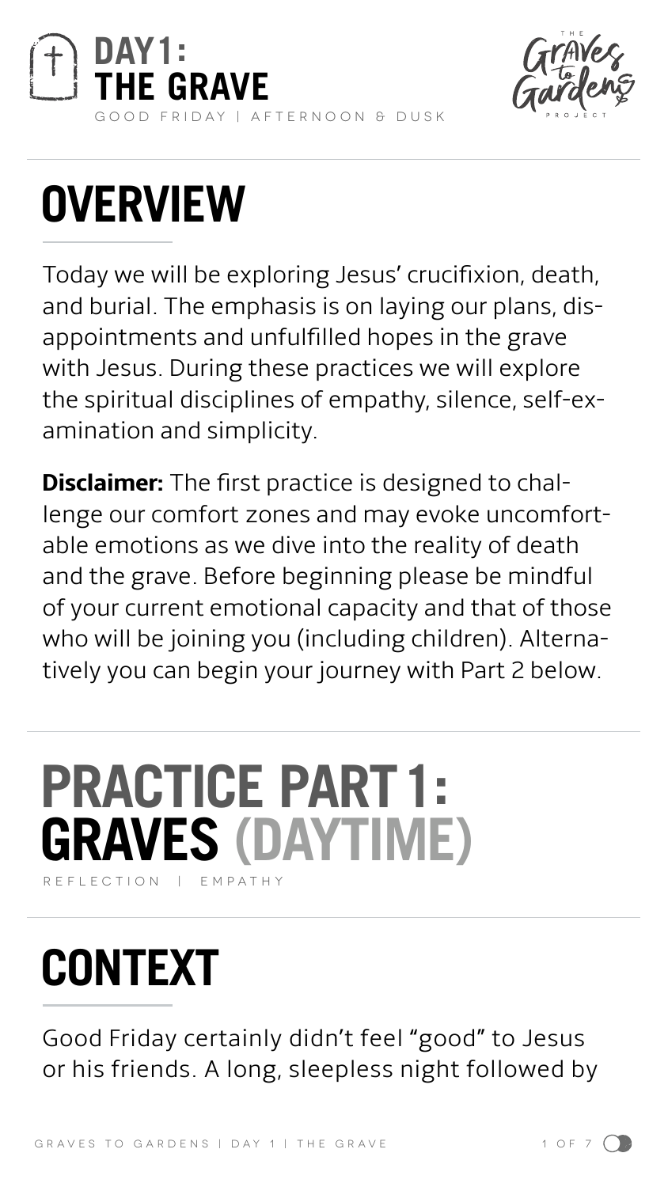# DAY 1: THE GRAVE

GOOD FRIDAY | AFTERNOON & DUSK

THE Graves to Gardens PROJECT

## OVERVIEW

Today we will be exploring Jesus' crucifixion, death, and burial. The emphasis is on laying our plans, disappointments and unfulfilled hopes in the grave with Jesus. During these practices we will explore the spiritual disciplines of empathy, silence, self-examination and simplicity.

**Disclaimer:** The first practice is designed to challenge our comfort zones and may evoke uncomfortable emotions as we dive into the reality of death and the grave. Before beginning please be mindful of your current emotional capacity and that of those who will be joining you (including children). Alternatively you can begin your journey with Part 2 below.

## PRACTICE PART 1: GRAVES (DAYTIME)

REFLECTION | EMPATHY

## CONTEXT

Good Friday certainly didn't feel "good" to Jesus or his friends. A long, sleepless night followed by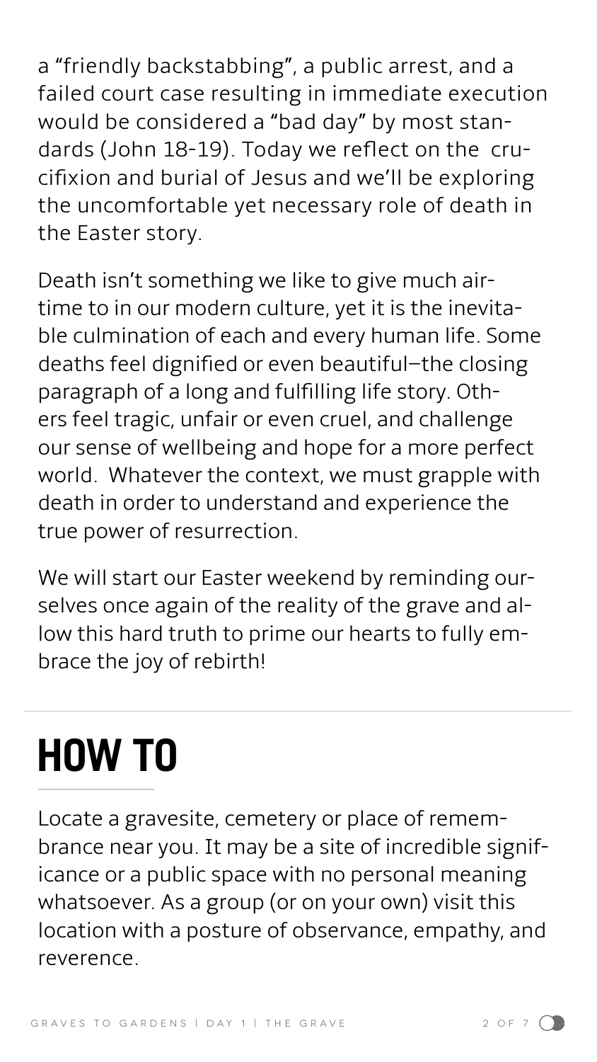a “friendly backstabbing”, a public arrest, and a failed court case resulting in immediate execution would be considered a “bad day” by most standards (John 18-19). Today we reflect on the crucifixion and burial of Jesus and we’ll be exploring the uncomfortable yet necessary role of death in the Easter story.

Death isn’t something we like to give much airtime to in our modern culture, yet it is the inevitable culmination of each and every human life. Some deaths feel dignified or even beautiful—the closing paragraph of a long and fulfilling life story. Others feel tragic, unfair or even cruel, and challenge our sense of wellbeing and hope for a more perfect world. Whatever the context, we must grapple with death in order to understand and experience the true power of resurrection.

We will start our Easter weekend by reminding ourselves once again of the reality of the grave and allow this hard truth to prime our hearts to fully embrace the joy of rebirth!

# HOW TO

Locate a gravesite, cemetery or place of remembrance near you. It may be a site of incredible significance or a public space with no personal meaning whatsoever. As a group (or on your own) visit this location with a posture of observance, empathy, and reverence.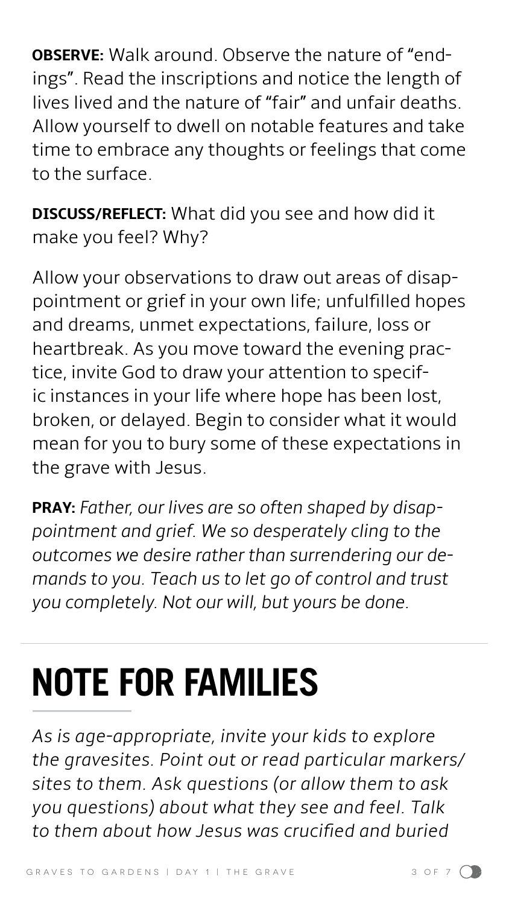**OBSERVE:** Walk around. Observe the nature of "endings". Read the inscriptions and notice the length of lives lived and the nature of "fair" and unfair deaths. Allow yourself to dwell on notable features and take time to embrace any thoughts or feelings that come to the surface.

**DISCUSS/REFLECT:** What did you see and how did it make you feel? Why?

Allow your observations to draw out areas of disappointment or grief in your own life; unfulfilled hopes and dreams, unmet expectations, failure, loss or heartbreak. As you move toward the evening practice, invite God to draw your attention to specific instances in your life where hope has been lost, broken, or delayed. Begin to consider what it would mean for you to bury some of these expectations in the grave with Jesus.

**PRAY:** *Father, our lives are so often shaped by disappointment and grief. We so desperately cling to the outcomes we desire rather than surrendering our demands to you. Teach us to let go of control and trust you completely. Not our will, but yours be done.*

# NOTE FOR FAMILIES

*As is age-appropriate, invite your kids to explore the gravesites. Point out or read particular markers/sites to them. Ask questions (or allow them to ask you questions) about what they see and feel. Talk to them about how Jesus was crucified and buried*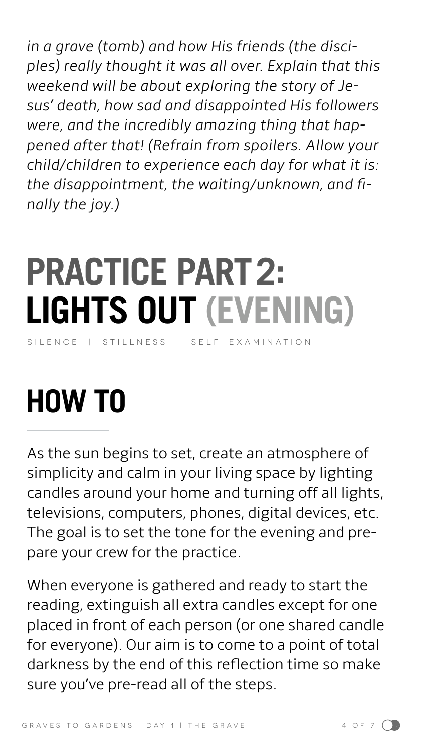*in a grave (tomb) and how His friends (the disciples) really thought it was all over. Explain that this weekend will be about exploring the story of Jesus' death, how sad and disappointed His followers were, and the incredibly amazing thing that happened after that! (Refrain from spoilers. Allow your child/children to experience each day for what it is: the disappointment, the waiting/unknown, and finally the joy.)*

# PRACTICE PART 2: LIGHTS OUT (EVENING)

SILENCE | STILLNESS | SELF-EXAMINATION

## HOW TO

As the sun begins to set, create an atmosphere of simplicity and calm in your living space by lighting candles around your home and turning off all lights, televisions, computers, phones, digital devices, etc. The goal is to set the tone for the evening and prepare your crew for the practice.

When everyone is gathered and ready to start the reading, extinguish all extra candles except for one placed in front of each person (or one shared candle for everyone). Our aim is to come to a point of total darkness by the end of this reflection time so make sure you've pre-read all of the steps.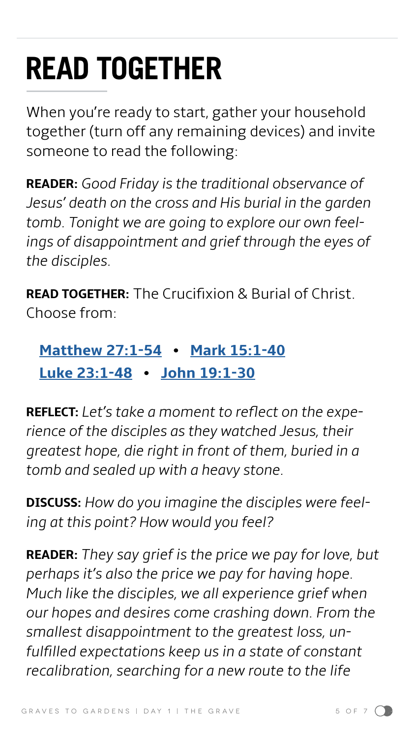# READ TOGETHER

When you're ready to start, gather your household together (turn off any remaining devices) and invite someone to read the following:

**READER:** *Good Friday is the traditional observance of Jesus' death on the cross and His burial in the garden tomb. Tonight we are going to explore our own feelings of disappointment and grief through the eyes of the disciples.*

**READ TOGETHER:** The Crucifixion & Burial of Christ. Choose from:

**Matthew 27:1-54** • **Mark 15:1-40**
**Luke 23:1-48** • **John 19:1-30**

**REFLECT:** *Let's take a moment to reflect on the experience of the disciples as they watched Jesus, their greatest hope, die right in front of them, buried in a tomb and sealed up with a heavy stone.*

**DISCUSS:** *How do you imagine the disciples were feeling at this point? How would you feel?*

**READER:** *They say grief is the price we pay for love, but perhaps it's also the price we pay for having hope. Much like the disciples, we all experience grief when our hopes and desires come crashing down. From the smallest disappointment to the greatest loss, unfulfilled expectations keep us in a state of constant recalibration, searching for a new route to the life*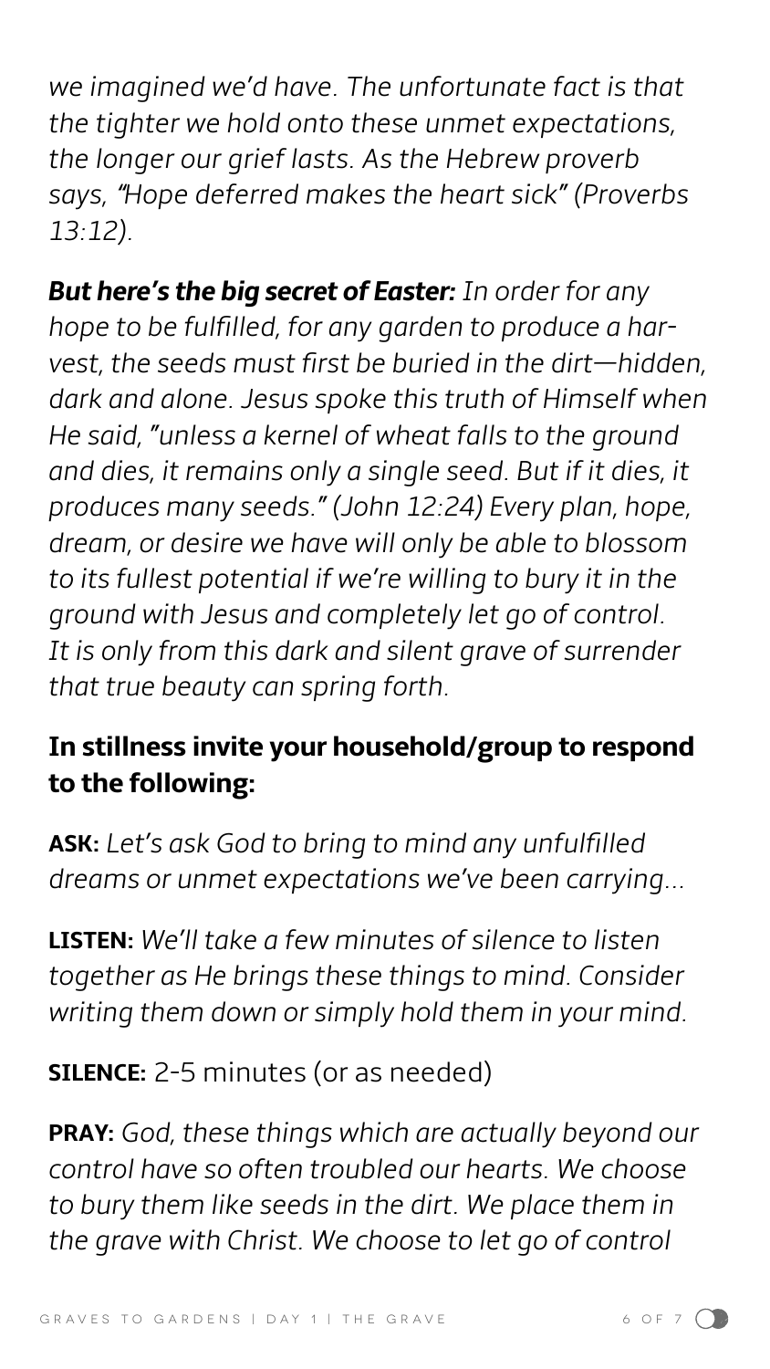*we imagined we'd have. The unfortunate fact is that the tighter we hold onto these unmet expectations, the longer our grief lasts. As the Hebrew proverb says, "Hope deferred makes the heart sick" (Proverbs 13:12).*

***But here's the big secret of Easter:*** *In order for any hope to be fulfilled, for any garden to produce a harvest, the seeds must first be buried in the dirt—hidden, dark and alone. Jesus spoke this truth of Himself when He said, "unless a kernel of wheat falls to the ground and dies, it remains only a single seed. But if it dies, it produces many seeds." (John 12:24) Every plan, hope, dream, or desire we have will only be able to blossom to its fullest potential if we're willing to bury it in the ground with Jesus and completely let go of control. It is only from this dark and silent grave of surrender that true beauty can spring forth.*

**In stillness invite your household/group to respond to the following:**

**ASK:** *Let's ask God to bring to mind any unfulfilled dreams or unmet expectations we've been carrying...*

**LISTEN:** *We'll take a few minutes of silence to listen together as He brings these things to mind. Consider writing them down or simply hold them in your mind.*

**SILENCE:** 2-5 minutes (or as needed)

**PRAY:** *God, these things which are actually beyond our control have so often troubled our hearts. We choose to bury them like seeds in the dirt. We place them in the grave with Christ. We choose to let go of control*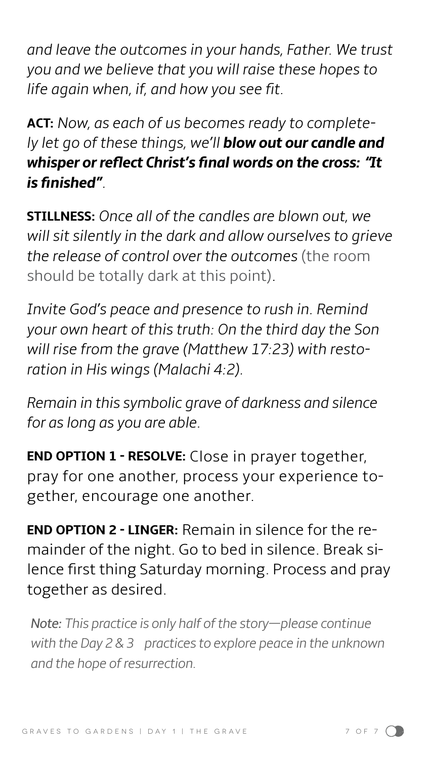*and leave the outcomes in your hands, Father. We trust you and we believe that you will raise these hopes to life again when, if, and how you see fit.*

**ACT:** *Now, as each of us becomes ready to completely let go of these things, we'll* ***blow out our candle and whisper or reflect Christ's final words on the cross: "It is finished"****.*

**STILLNESS:** *Once all of the candles are blown out, we will sit silently in the dark and allow ourselves to grieve the release of control over the outcomes* (the room should be totally dark at this point).

*Invite God's peace and presence to rush in. Remind your own heart of this truth: On the third day the Son will rise from the grave (Matthew 17:23) with restoration in His wings (Malachi 4:2).*

*Remain in this symbolic grave of darkness and silence for as long as you are able.*

**END OPTION 1 - RESOLVE:** Close in prayer together, pray for one another, process your experience together, encourage one another.

**END OPTION 2 - LINGER:** Remain in silence for the remainder of the night. Go to bed in silence. Break silence first thing Saturday morning. Process and pray together as desired.

*Note: This practice is only half of the story—please continue with the Day 2 & 3 practices to explore peace in the unknown and the hope of resurrection.*